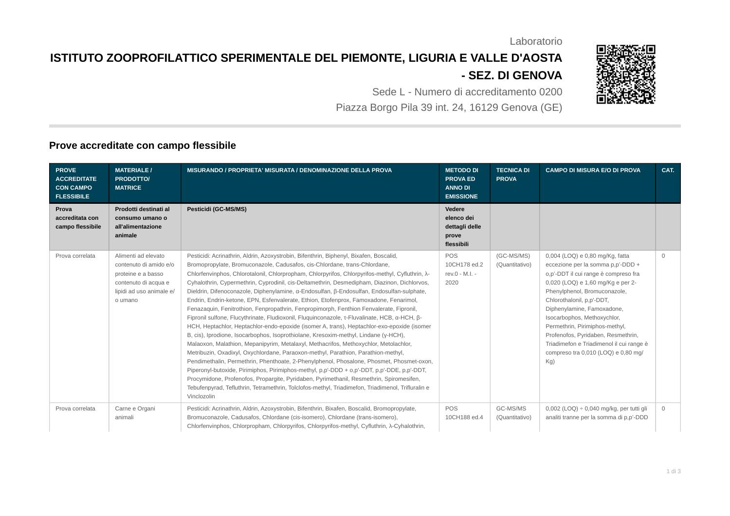Laboratorio

# ISTITUTO ZOOPROFILATTICO SPERIMENTALE DEL PIEMONTE, LIGURIA E VALLE D'AOSTA - SEZ. DI GENOVA

Sede L - Numero di accreditamento 0200

Piazza Borgo Pila 39 int. 24, 16129 Genova (GE)

## Prove accreditate con campo flessibile

| PROVE ACCREDITATE CON CAMPO FLESSIBILE | MATERIALE / PRODOTTO/ MATRICE | MISURANDO / PROPRIETA' MISURATA / DENOMINAZIONE DELLA PROVA | METODO DI PROVA ED ANNO DI EMISSIONE | TECNICA DI PROVA | CAMPO DI MISURA E/O DI PROVA | CAT. |
|---|---|---|---|---|---|---|
| **Prova accreditata con campo flessibile** | **Prodotti destinati al consumo umano o all'alimentazione animale** | **Pesticidi (GC-MS/MS)** | **Vedere elenco dei dettagli delle prove flessibili** | | | |
| Prova correlata | Alimenti ad elevato contenuto di amido e/o proteine e a basso contenuto di acqua e lipidi ad uso animale e/ o umano | Pesticidi: Acrinathrin, Aldrin, Azoxystrobin, Bifenthrin, Biphenyl, Bixafen, Boscalid, Bromopropylate, Bromuconazole, Cadusafos, cis-Chlordane, trans-Chlordane, Chlorfenvinphos, Chlorotalonil, Chlorpropham, Chlorpyrifos, Chlorpyrifos-methyl, Cyfluthrin, λ-Cyhalothrin, Cypermethrin, Cyprodinil, cis-Deltamethrin, Desmedipham, Diazinon, Dichlorvos, Dieldrin, Difenoconazole, Diphenylamine, α-Endosulfan, β-Endosulfan, Endosulfan-sulphate, Endrin, Endrin-ketone, EPN, Esfenvalerate, Ethion, Etofenprox, Famoxadone, Fenarimol, Fenazaquin, Fenitrothion, Fenpropathrin, Fenpropimorph, Fenthion Fenvalerate, Fipronil, Fipronil sulfone, Flucythrinate, Fludioxonil, Fluquinconazole, τ-Fluvalinate, HCB, α-HCH, β-HCH, Heptachlor, Heptachlor-endo-epoxide (isomer A, trans), Heptachlor-exo-epoxide (isomer B, cis), Iprodione, Isocarbophos, Isoprothiolane, Kresoxim-methyl, Lindane (γ-HCH), Malaoxon, Malathion, Mepanipyrim, Metalaxyl, Methacrifos, Methoxychlor, Metolachlor, Metribuzin, Oxadixyl, Oxychlordane, Paraoxon-methyl, Parathion, Parathion-methyl, Pendimethalin, Permethrin, Phenthoate, 2-Phenylphenol, Phosalone, Phosmet, Phosmet-oxon, Piperonyl-butoxide, Pirimiphos, Pirimiphos-methyl, p,p'-DDD + o,p'-DDT, p,p'-DDE, p,p'-DDT, Procymidone, Profenofos, Propargite, Pyridaben, Pyrimethanil, Resmethrin, Spiromesifen, Tebufenpyrad, Tefluthrin, Tetramethrin, Tolclofos-methyl, Triadimefon, Triadimenol, Trifluralin e Vinclozolin | POS 10CH178 ed.2 rev.0 - M.I. - 2020 | (GC-MS/MS) (Quantitativo) | 0,004 (LOQ) e 0,80 mg/Kg, fatta eccezione per la somma p,p'-DDD + o,p'-DDT il cui range è compreso fra 0,020 (LOQ) e 1,60 mg/Kg e per 2-Phenylphenol, Bromuconazole, Chlorothalonil, p,p'-DDT, Diphenylamine, Famoxadone, Isocarbophos, Methoxychlor, Permethrin, Pirimiphos-methyl, Profenofos, Pyridaben, Resmethrin, Triadimefon e Triadimenol il cui range è compreso tra 0,010 (LOQ) e 0,80 mg/ Kg) | 0 |
| Prova correlata | Carne e Organi animali | Pesticidi: Acrinathrin, Aldrin, Azoxystrobin, Bifenthrin, Bixafen, Boscalid, Bromopropylate, Bromuconazole, Cadusafos, Chlordane (cis-isomero), Chlordane (trans-isomero), Chlorfenvinphos, Chlorpropham, Chlorpyrifos, Chlorpyrifos-methyl, Cyfluthrin, λ-Cyhalothrin, | POS 10CH188 ed.4 | GC-MS/MS (Quantitativo) | 0,002 (LOQ) ÷ 0,040 mg/kg, per tutti gli analiti tranne per la somma di p,p'-DDD | 0 |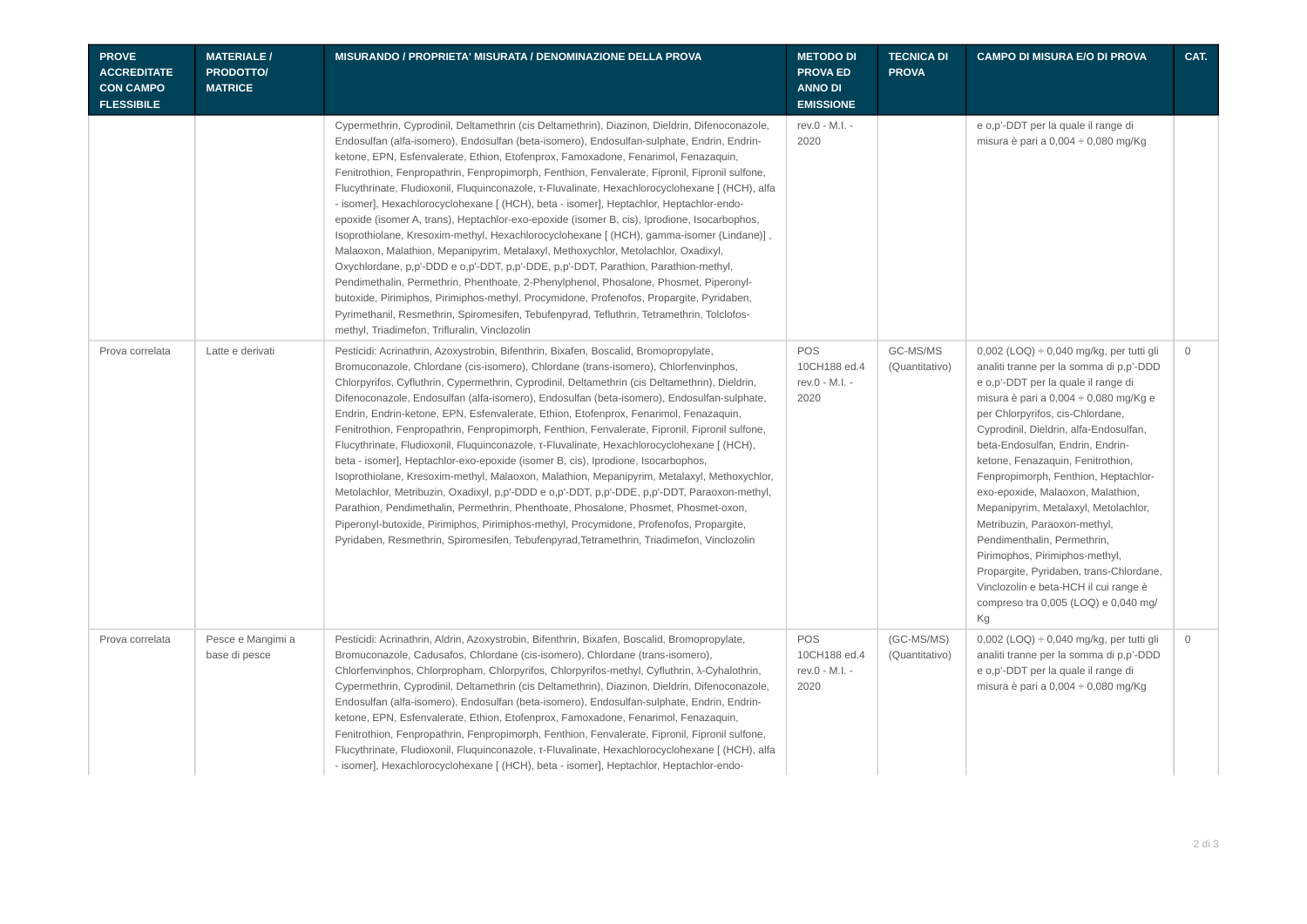| PROVE ACCREDITATE CON CAMPO FLESSIBILE | MATERIALE / PRODOTTO/ MATRICE | MISURANDO / PROPRIETA' MISURATA / DENOMINAZIONE DELLA PROVA | METODO DI PROVA ED ANNO DI EMISSIONE | TECNICA DI PROVA | CAMPO DI MISURA E/O DI PROVA | CAT. |
|---|---|---|---|---|---|---|
| | | Cypermethrin, Cyprodinil, Deltamethrin (cis Deltamethrin), Diazinon, Dieldrin, Difenoconazole, Endosulfan (alfa-isomero), Endosulfan (beta-isomero), Endosulfan-sulphate, Endrin, Endrin-ketone, EPN, Esfenvalerate, Ethion, Etofenprox, Famoxadone, Fenarimol, Fenazaquin, Fenitrothion, Fenpropathrin, Fenpropimorph, Fenthion, Fenvalerate, Fipronil, Fipronil sulfone, Flucythrinate, Fludioxonil, Fluquinconazole, τ-Fluvalinate, Hexachlorocyclohexane [ (HCH), alfa - isomer], Hexachlorocyclohexane [ (HCH), beta - isomer], Heptachlor, Heptachlor-endo-epoxide (isomer A, trans), Heptachlor-exo-epoxide (isomer B, cis), Iprodione, Isocarbophos, Isoprothiolane, Kresoxim-methyl, Hexachlorocyclohexane [ (HCH), gamma-isomer (Lindane)] , Malaoxon, Malathion, Mepanipyrim, Metalaxyl, Methoxychlor, Metolachlor, Oxadixyl, Oxychlordane, p,p'-DDD e o,p'-DDT, p,p'-DDE, p,p'-DDT, Parathion, Parathion-methyl, Pendimethalin, Permethrin, Phenthoate, 2-Phenylphenol, Phosalone, Phosmet, Piperonyl-butoxide, Pirimiphos, Pirimiphos-methyl, Procymidone, Profenofos, Propargite, Pyridaben, Pyrimethanil, Resmethrin, Spiromesifen, Tebufenpyrad, Tefluthrin, Tetramethrin, Tolclofos-methyl, Triadimefon, Trifluralin, Vinclozolin | rev.0 - M.I. - 2020 | | e o,p'-DDT per la quale il range di misura è pari a 0,004 ÷ 0,080 mg/Kg | |
| Prova correlata | Latte e derivati | Pesticidi: Acrinathrin, Azoxystrobin, Bifenthrin, Bixafen, Boscalid, Bromopropylate, Bromuconazole, Chlordane (cis-isomero), Chlordane (trans-isomero), Chlorfenvinphos, Chlorpyrifos, Cyfluthrin, Cypermethrin, Cyprodinil, Deltamethrin (cis Deltamethrin), Dieldrin, Difenoconazole, Endosulfan (alfa-isomero), Endosulfan (beta-isomero), Endosulfan-sulphate, Endrin, Endrin-ketone, EPN, Esfenvalerate, Ethion, Etofenprox, Fenarimol, Fenazaquin, Fenitrothion, Fenpropathrin, Fenpropimorph, Fenthion, Fenvalerate, Fipronil, Fipronil sulfone, Flucythrinate, Fludioxonil, Fluquinconazole, τ-Fluvalinate, Hexachlorocyclohexane [ (HCH), beta - isomer], Heptachlor-exo-epoxide (isomer B, cis), Iprodione, Isocarbophos, Isoprothiolane, Kresoxim-methyl, Malaoxon, Malathion, Mepanipyrim, Metalaxyl, Methoxychlor, Metolachlor, Metribuzin, Oxadixyl, p,p'-DDD e o,p'-DDT, p,p'-DDE, p,p'-DDT, Paraoxon-methyl, Parathion, Pendimethalin, Permethrin, Phenthoate, Phosalone, Phosmet, Phosmet-oxon, Piperonyl-butoxide, Pirimiphos, Pirimiphos-methyl, Procymidone, Profenofos, Propargite, Pyridaben, Resmethrin, Spiromesifen, Tebufenpyrad,Tetramethrin, Triadimefon, Vinclozolin | POS 10CH188 ed.4 rev.0 - M.I. - 2020 | GC-MS/MS (Quantitativo) | 0,002 (LOQ) ÷ 0,040 mg/kg, per tutti gli analiti tranne per la somma di p,p'-DDD e o,p'-DDT per la quale il range di misura è pari a 0,004 ÷ 0,080 mg/Kg e per Chlorpyrifos, cis-Chlordane, Cyprodinil, Dieldrin, alfa-Endosulfan, beta-Endosulfan, Endrin, Endrin-ketone, Fenazaquin, Fenitrothion, Fenpropimorph, Fenthion, Heptachlor-exo-epoxide, Malaoxon, Malathion, Mepanipyrim, Metalaxyl, Metolachlor, Metribuzin, Paraoxon-methyl, Pendimenthalin, Permethrin, Pirimophos, Pirimiphos-methyl, Propargite, Pyridaben, trans-Chlordane, Vinclozolin e beta-HCH il cui range è compreso tra 0,005 (LOQ) e 0,040 mg/Kg | 0 |
| Prova correlata | Pesce e Mangimi a base di pesce | Pesticidi: Acrinathrin, Aldrin, Azoxystrobin, Bifenthrin, Bixafen, Boscalid, Bromopropylate, Bromuconazole, Cadusafos, Chlordane (cis-isomero), Chlordane (trans-isomero), Chlorfenvinphos, Chlorpropham, Chlorpyrifos, Chlorpyrifos-methyl, Cyfluthrin, λ-Cyhalothrin, Cypermethrin, Cyprodinil, Deltamethrin (cis Deltamethrin), Diazinon, Dieldrin, Difenoconazole, Endosulfan (alfa-isomero), Endosulfan (beta-isomero), Endosulfan-sulphate, Endrin, Endrin-ketone, EPN, Esfenvalerate, Ethion, Etofenprox, Famoxadone, Fenarimol, Fenazaquin, Fenitrothion, Fenpropathrin, Fenpropimorph, Fenthion, Fenvalerate, Fipronil, Fipronil sulfone, Flucythrinate, Fludioxonil, Fluquinconazole, τ-Fluvalinate, Hexachlorocyclohexane [ (HCH), alfa - isomer], Hexachlorocyclohexane [ (HCH), beta - isomer], Heptachlor, Heptachlor-endo- | POS 10CH188 ed.4 rev.0 - M.I. - 2020 | (GC-MS/MS) (Quantitativo) | 0,002 (LOQ) ÷ 0,040 mg/kg, per tutti gli analiti tranne per la somma di p,p'-DDD e o,p'-DDT per la quale il range di misura è pari a 0,004 ÷ 0,080 mg/Kg | 0 |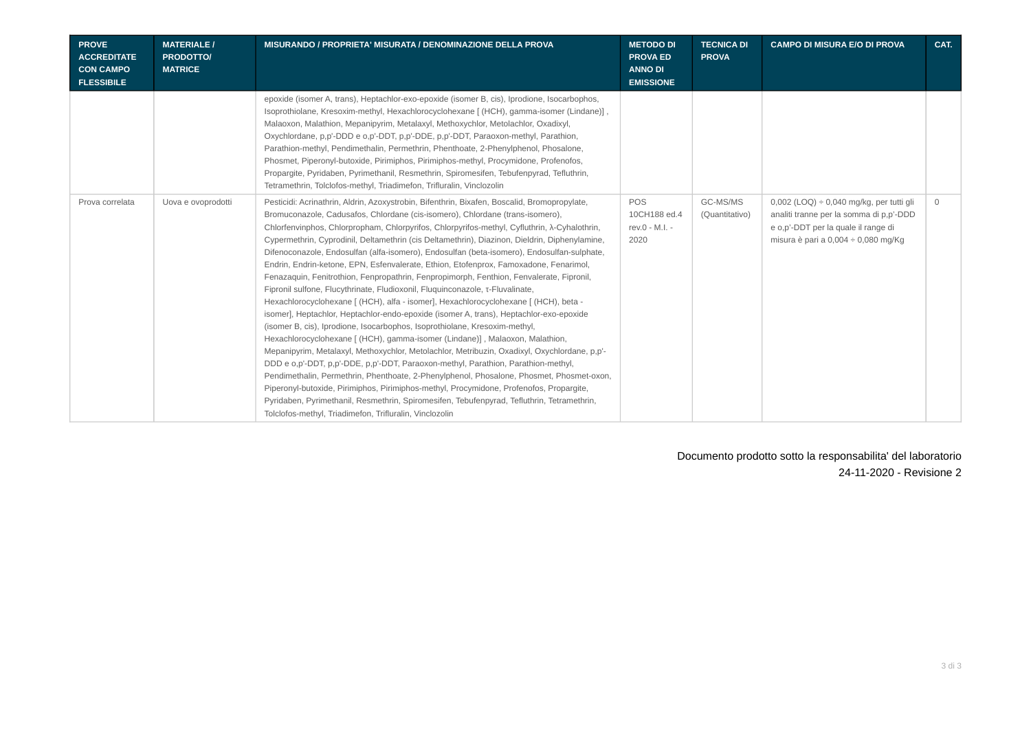| PROVE ACCREDITATE CON CAMPO FLESSIBILE | MATERIALE / PRODOTTO/ MATRICE | MISURANDO / PROPRIETA' MISURATA / DENOMINAZIONE DELLA PROVA | METODO DI PROVA ED ANNO DI EMISSIONE | TECNICA DI PROVA | CAMPO DI MISURA E/O DI PROVA | CAT. |
|---|---|---|---|---|---|---|
| | | epoxide (isomer A, trans), Heptachlor-exo-epoxide (isomer B, cis), Iprodione, Isocarbophos, Isoprothiolane, Kresoxim-methyl, Hexachlorocyclohexane [ (HCH), gamma-isomer (Lindane)] , Malaoxon, Malathion, Mepanipyrim, Metalaxyl, Methoxychlor, Metolachlor, Oxadixyl, Oxychlordane, p,p'-DDD e o,p'-DDT, p,p'-DDE, p,p'-DDT, Paraoxon-methyl, Parathion, Parathion-methyl, Pendimethalin, Permethrin, Phenthoate, 2-Phenylphenol, Phosalone, Phosmet, Piperonyl-butoxide, Pirimiphos, Pirimiphos-methyl, Procymidone, Profenofos, Propargite, Pyridaben, Pyrimethanil, Resmethrin, Spiromesifen, Tebufenpyrad, Tefluthrin, Tetramethrin, Tolclofos-methyl, Triadimefon, Trifluralin, Vinclozolin | | | | |
| Prova correlata | Uova e ovoprodotti | Pesticidi: Acrinathrin, Aldrin, Azoxystrobin, Bifenthrin, Bixafen, Boscalid, Bromopropylate, Bromuconazole, Cadusafos, Chlordane (cis-isomero), Chlordane (trans-isomero), Chlorfenvinphos, Chlorpropham, Chlorpyrifos, Chlorpyrifos-methyl, Cyfluthrin, λ-Cyhalothrin, Cypermethrin, Cyprodinil, Deltamethrin (cis Deltamethrin), Diazinon, Dieldrin, Diphenylamine, Difenoconazole, Endosulfan (alfa-isomero), Endosulfan (beta-isomero), Endosulfan-sulphate, Endrin, Endrin-ketone, EPN, Esfenvalerate, Ethion, Etofenprox, Famoxadone, Fenarimol, Fenazaquin, Fenitrothion, Fenpropathrin, Fenpropimorph, Fenthion, Fenvalerate, Fipronil, Fipronil sulfone, Flucythrinate, Fludioxonil, Fluquinconazole, τ-Fluvalinate, Hexachlorocyclohexane [ (HCH), alfa - isomer], Hexachlorocyclohexane [ (HCH), beta - isomer], Heptachlor, Heptachlor-endo-epoxide (isomer A, trans), Heptachlor-exo-epoxide (isomer B, cis), Iprodione, Isocarbophos, Isoprothiolane, Kresoxim-methyl, Hexachlorocyclohexane [ (HCH), gamma-isomer (Lindane)] , Malaoxon, Malathion, Mepanipyrim, Metalaxyl, Methoxychlor, Metolachlor, Metribuzin, Oxadixyl, Oxychlordane, p,p'-DDD e o,p'-DDT, p,p'-DDE, p,p'-DDT, Paraoxon-methyl, Parathion, Parathion-methyl, Pendimethalin, Permethrin, Phenthoate, 2-Phenylphenol, Phosalone, Phosmet, Phosmet-oxon, Piperonyl-butoxide, Pirimiphos, Pirimiphos-methyl, Procymidone, Profenofos, Propargite, Pyridaben, Pyrimethanil, Resmethrin, Spiromesifen, Tebufenpyrad, Tefluthrin, Tetramethrin, Tolclofos-methyl, Triadimefon, Trifluralin, Vinclozolin | POS 10CH188 ed.4 rev.0 - M.I. - 2020 | GC-MS/MS (Quantitativo) | 0,002 (LOQ) ÷ 0,040 mg/kg, per tutti gli analiti tranne per la somma di p,p'-DDD e o,p'-DDT per la quale il range di misura è pari a 0,004 ÷ 0,080 mg/Kg | 0 |

Documento prodotto sotto la responsabilita' del laboratorio
24-11-2020 - Revisione 2